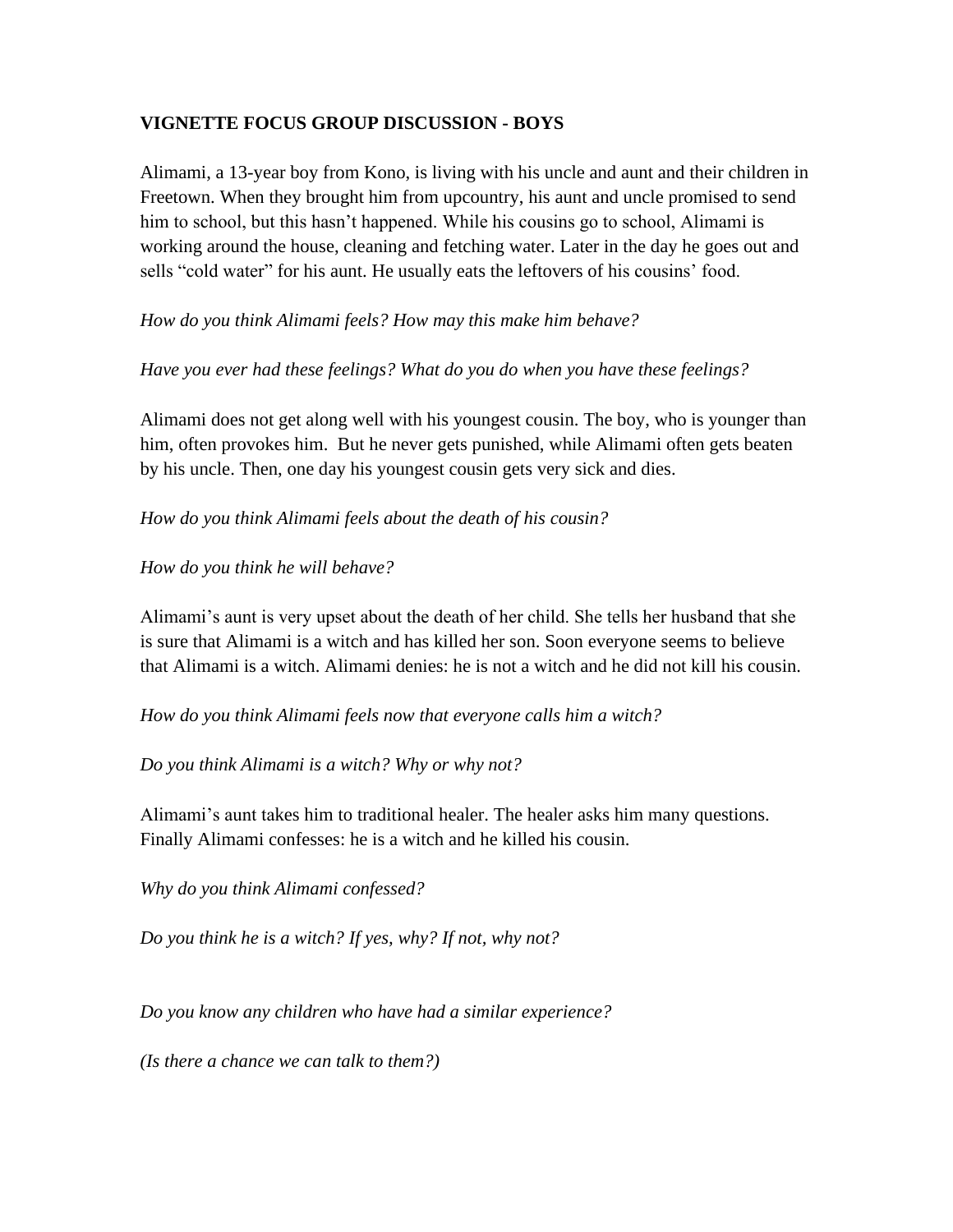**VIGNETTE FOCUS GROUP DISCUSSION - BOYS**

Alimami, a 13-year boy from Kono, is living with his uncle and aunt and their children in Freetown. When they brought him from upcountry, his aunt and uncle promised to send him to school, but this hasn't happened. While his cousins go to school, Alimami is working around the house, cleaning and fetching water. Later in the day he goes out and sells "cold water" for his aunt. He usually eats the leftovers of his cousins' food.

*How do you think Alimami feels? How may this make him behave?*

*Have you ever had these feelings? What do you do when you have these feelings?*

Alimami does not get along well with his youngest cousin. The boy, who is younger than him, often provokes him. But he never gets punished, while Alimami often gets beaten by his uncle. Then, one day his youngest cousin gets very sick and dies.

*How do you think Alimami feels about the death of his cousin?*

*How do you think he will behave?*

Alimami's aunt is very upset about the death of her child. She tells her husband that she is sure that Alimami is a witch and has killed her son. Soon everyone seems to believe that Alimami is a witch. Alimami denies: he is not a witch and he did not kill his cousin.

*How do you think Alimami feels now that everyone calls him a witch?*

*Do you think Alimami is a witch? Why or why not?*

Alimami's aunt takes him to traditional healer. The healer asks him many questions. Finally Alimami confesses: he is a witch and he killed his cousin.

*Why do you think Alimami confessed?*

*Do you think he is a witch? If yes, why? If not, why not?*

*Do you know any children who have had a similar experience?*

*(Is there a chance we can talk to them?)*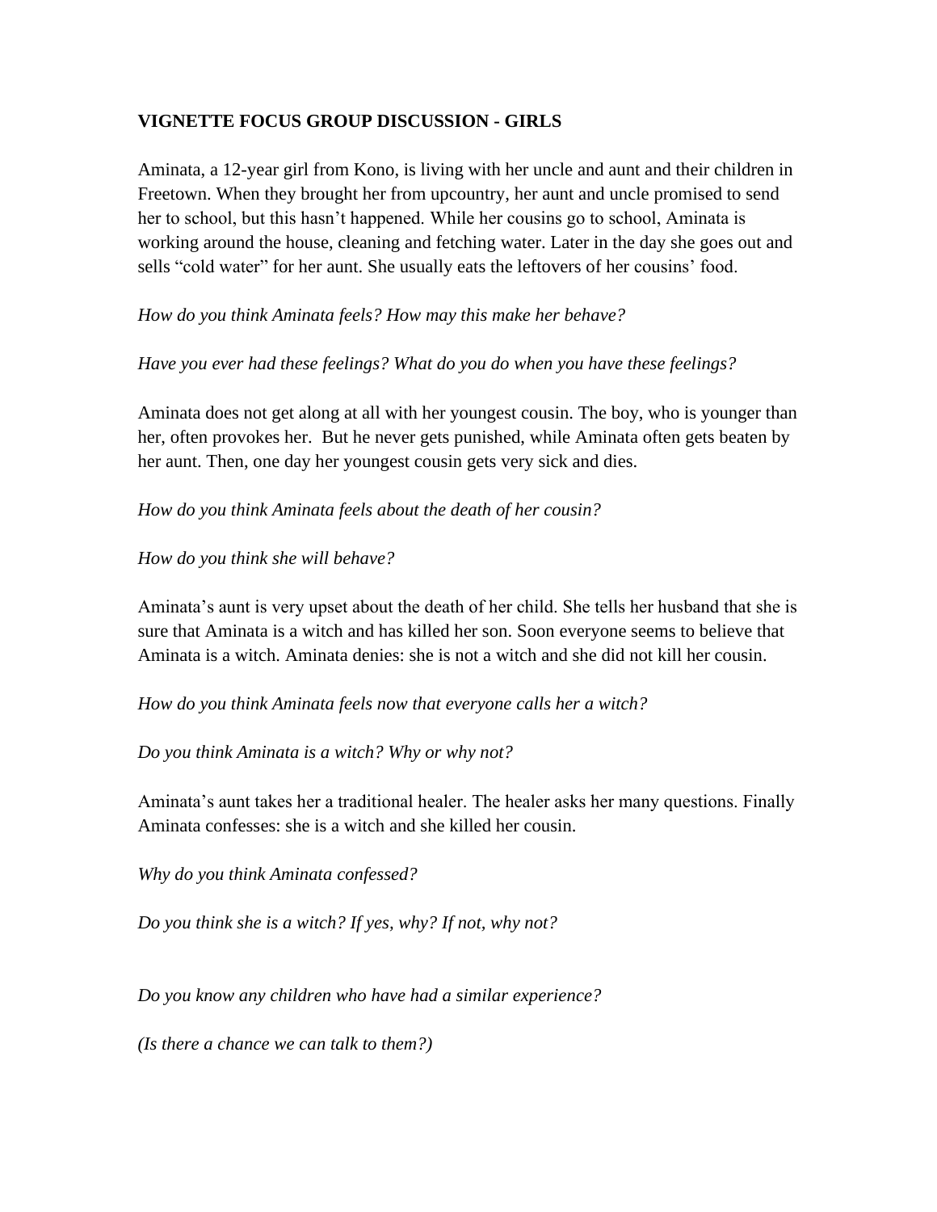**VIGNETTE FOCUS GROUP DISCUSSION - GIRLS**

Aminata, a 12-year girl from Kono, is living with her uncle and aunt and their children in Freetown. When they brought her from upcountry, her aunt and uncle promised to send her to school, but this hasn't happened. While her cousins go to school, Aminata is working around the house, cleaning and fetching water. Later in the day she goes out and sells "cold water" for her aunt. She usually eats the leftovers of her cousins' food.

*How do you think Aminata feels? How may this make her behave?*

*Have you ever had these feelings? What do you do when you have these feelings?*

Aminata does not get along at all with her youngest cousin. The boy, who is younger than her, often provokes her. But he never gets punished, while Aminata often gets beaten by her aunt. Then, one day her youngest cousin gets very sick and dies.

*How do you think Aminata feels about the death of her cousin?*

*How do you think she will behave?*

Aminata's aunt is very upset about the death of her child. She tells her husband that she is sure that Aminata is a witch and has killed her son. Soon everyone seems to believe that Aminata is a witch. Aminata denies: she is not a witch and she did not kill her cousin.

*How do you think Aminata feels now that everyone calls her a witch?*

*Do you think Aminata is a witch? Why or why not?*

Aminata's aunt takes her a traditional healer. The healer asks her many questions. Finally Aminata confesses: she is a witch and she killed her cousin.

*Why do you think Aminata confessed?*

*Do you think she is a witch? If yes, why? If not, why not?*

*Do you know any children who have had a similar experience?*

*(Is there a chance we can talk to them?)*